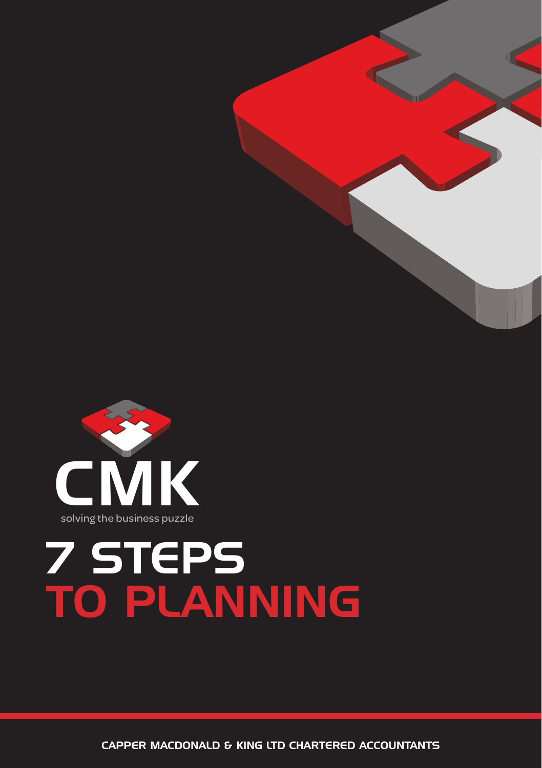CMK

solving the business puzzle

# 7 STEPS TO PLANNING

CAPPER MACDONALD & KING LTD CHARTERED ACCOUNTANTS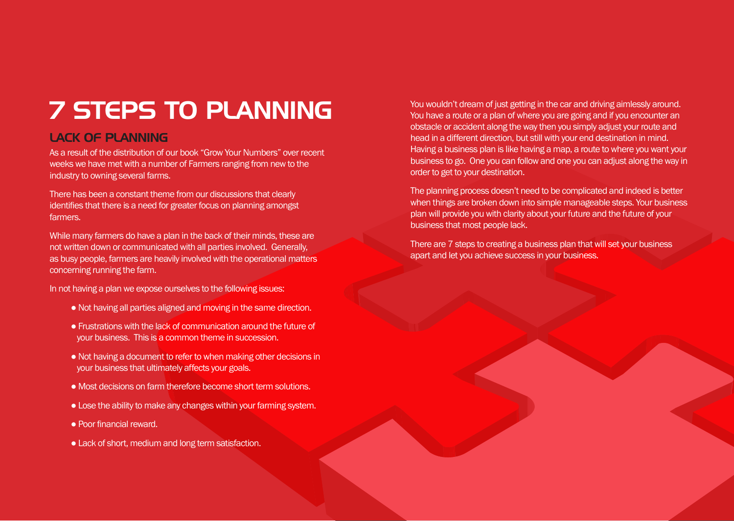# 7 STEPS TO PLANNING

## LACK OF PLANNING

As a result of the distribution of our book "Grow Your Numbers" over recent weeks we have met with a number of Farmers ranging from new to the industry to owning several farms.

There has been a constant theme from our discussions that clearly identifies that there is a need for greater focus on planning amongst farmers.

While many farmers do have a plan in the back of their minds, these are not written down or communicated with all parties involved. Generally, as busy people, farmers are heavily involved with the operational matters concerning running the farm.

In not having a plan we expose ourselves to the following issues:

- Not having all parties aligned and moving in the same direction.
- Frustrations with the lack of communication around the future of your business. This is a common theme in succession.
- Not having a document to refer to when making other decisions in your business that ultimately affects your goals.
- Most decisions on farm therefore become short term solutions.
- Lose the ability to make any changes within your farming system.
- Poor financial reward.
- Lack of short, medium and long term satisfaction.

You wouldn't dream of just getting in the car and driving aimlessly around. You have a route or a plan of where you are going and if you encounter an obstacle or accident along the way then you simply adjust your route and head in a different direction, but still with your end destination in mind. Having a business plan is like having a map, a route to where you want your business to go. One you can follow and one you can adjust along the way in order to get to your destination.

The planning process doesn't need to be complicated and indeed is better when things are broken down into simple manageable steps. Your business plan will provide you with clarity about your future and the future of your business that most people lack.

There are 7 steps to creating a business plan that will set your business apart and let you achieve success in your business.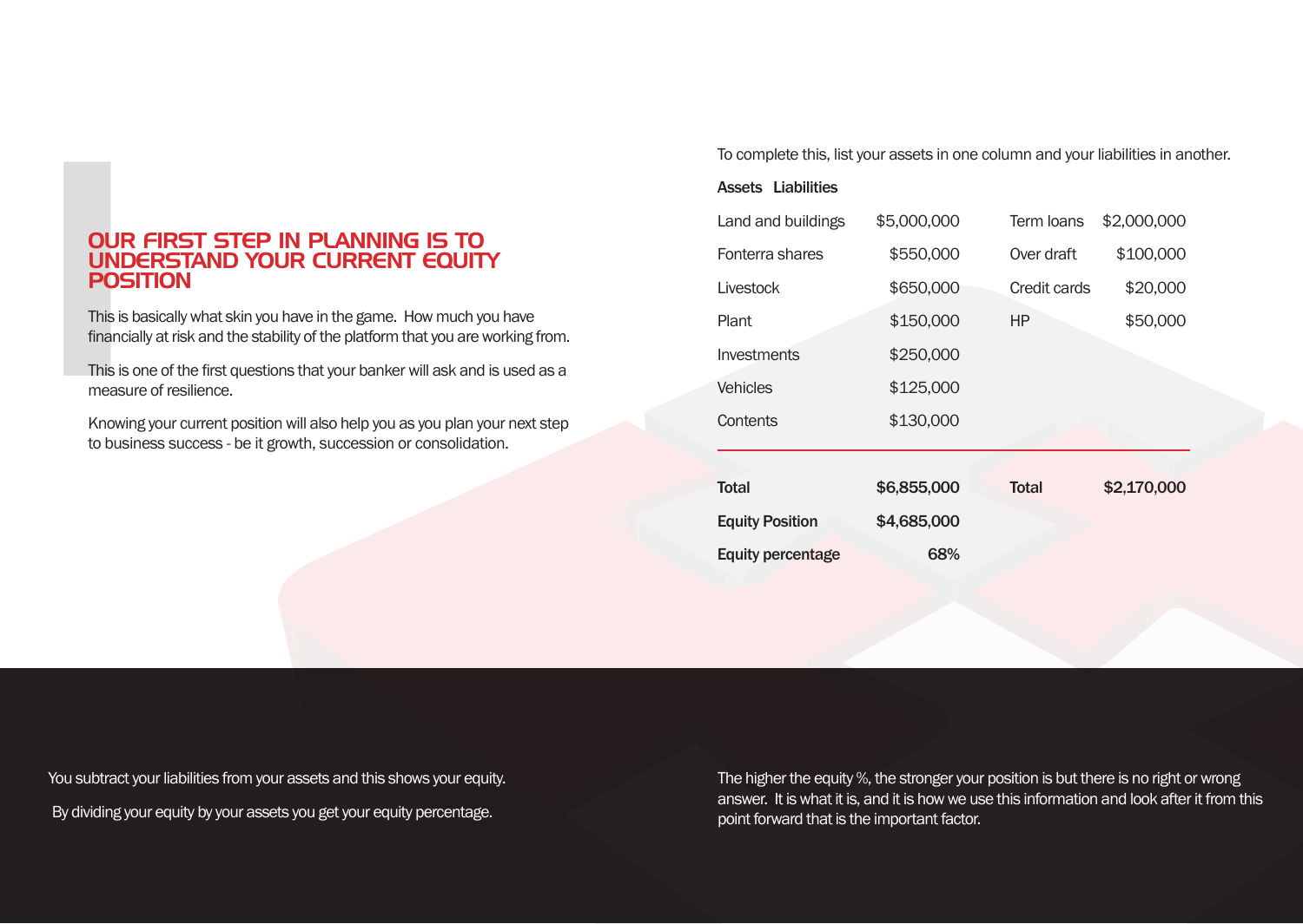## OUR FIRST STEP IN PLANNING IS TO UNDERSTAND YOUR CURRENT EQUITY POSITION

This is basically what skin you have in the game. How much you have financially at risk and the stability of the platform that you are working from.

This is one of the first questions that your banker will ask and is used as a measure of resilience.

Knowing your current position will also help you as you plan your next step to business success - be it growth, succession or consolidation.

To complete this, list your assets in one column and your liabilities in another.

**Assets Liabilities**

| Assets | | Liabilities | |
|---|---|---|---|
| Land and buildings | $5,000,000 | Term loans | $2,000,000 |
| Fonterra shares | $550,000 | Over draft | $100,000 |
| Livestock | $650,000 | Credit cards | $20,000 |
| Plant | $150,000 | HP | $50,000 |
| Investments | $250,000 | | |
| Vehicles | $125,000 | | |
| Contents | $130,000 | | |
| **Total** | **$6,855,000** | **Total** | **$2,170,000** |
| **Equity Position** | **$4,685,000** | | |
| **Equity percentage** | **68%** | | |

You subtract your liabilities from your assets and this shows your equity.

By dividing your equity by your assets you get your equity percentage.

The higher the equity %, the stronger your position is but there is no right or wrong answer. It is what it is, and it is how we use this information and look after it from this point forward that is the important factor.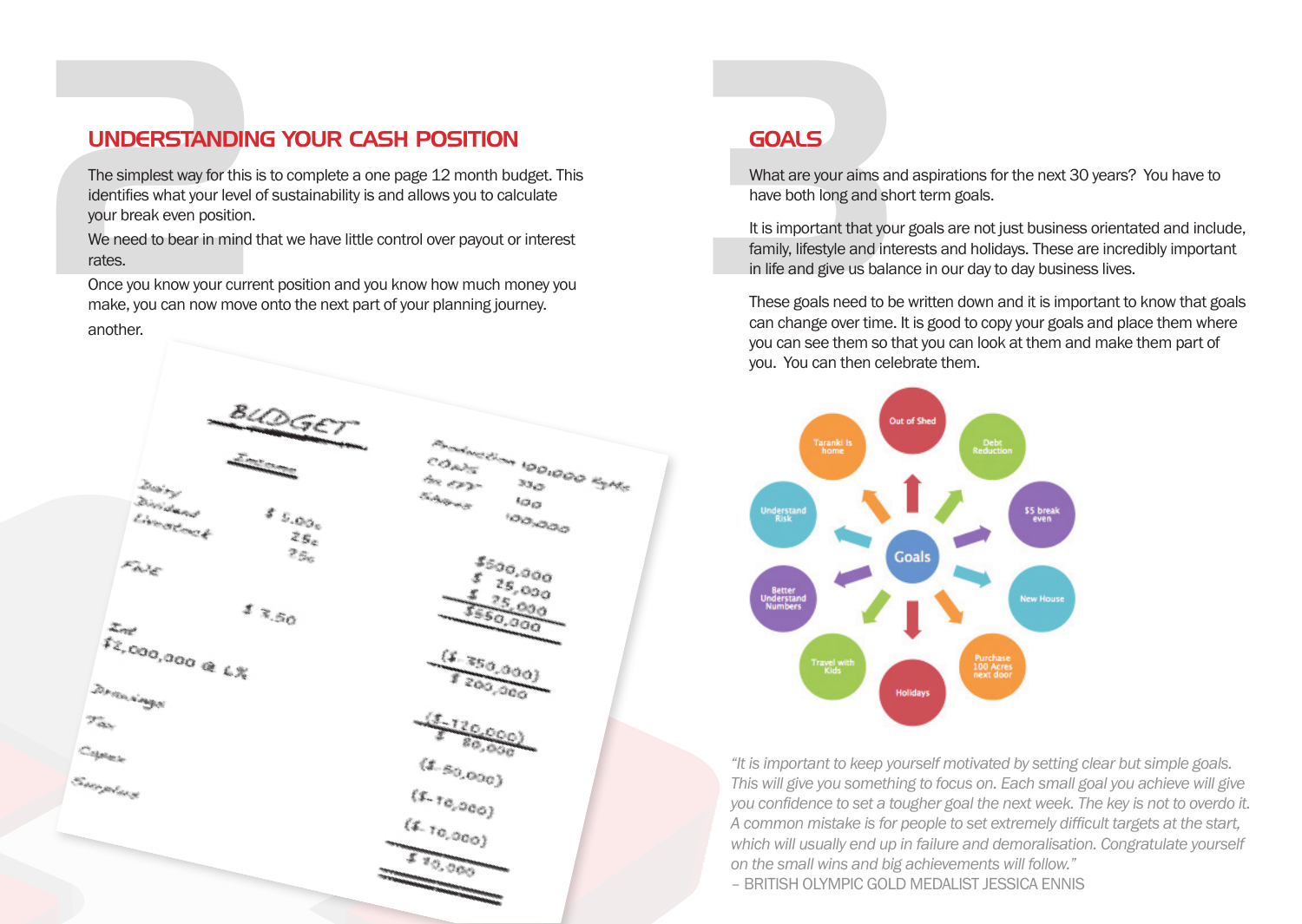## UNDERSTANDING YOUR CASH POSITION

The simplest way for this is to complete a one page 12 month budget. This identifies what your level of sustainability is and allows you to calculate your break even position.

We need to bear in mind that we have little control over payout or interest rates.

Once you know your current position and you know how much money you make, you can now move onto the next part of your planning journey.

another.

## GOALS

What are your aims and aspirations for the next 30 years? You have to have both long and short term goals.

It is important that your goals are not just business orientated and include, family, lifestyle and interests and holidays. These are incredibly important in life and give us balance in our day to day business lives.

These goals need to be written down and it is important to know that goals can change over time. It is good to copy your goals and place them where you can see them so that you can look at them and make them part of you. You can then celebrate them.

*"It is important to keep yourself motivated by setting clear but simple goals. This will give you something to focus on. Each small goal you achieve will give you confidence to set a tougher goal the next week. The key is not to overdo it. A common mistake is for people to set extremely difficult targets at the start, which will usually end up in failure and demoralisation. Congratulate yourself on the small wins and big achievements will follow."*

– BRITISH OLYMPIC GOLD MEDALIST JESSICA ENNIS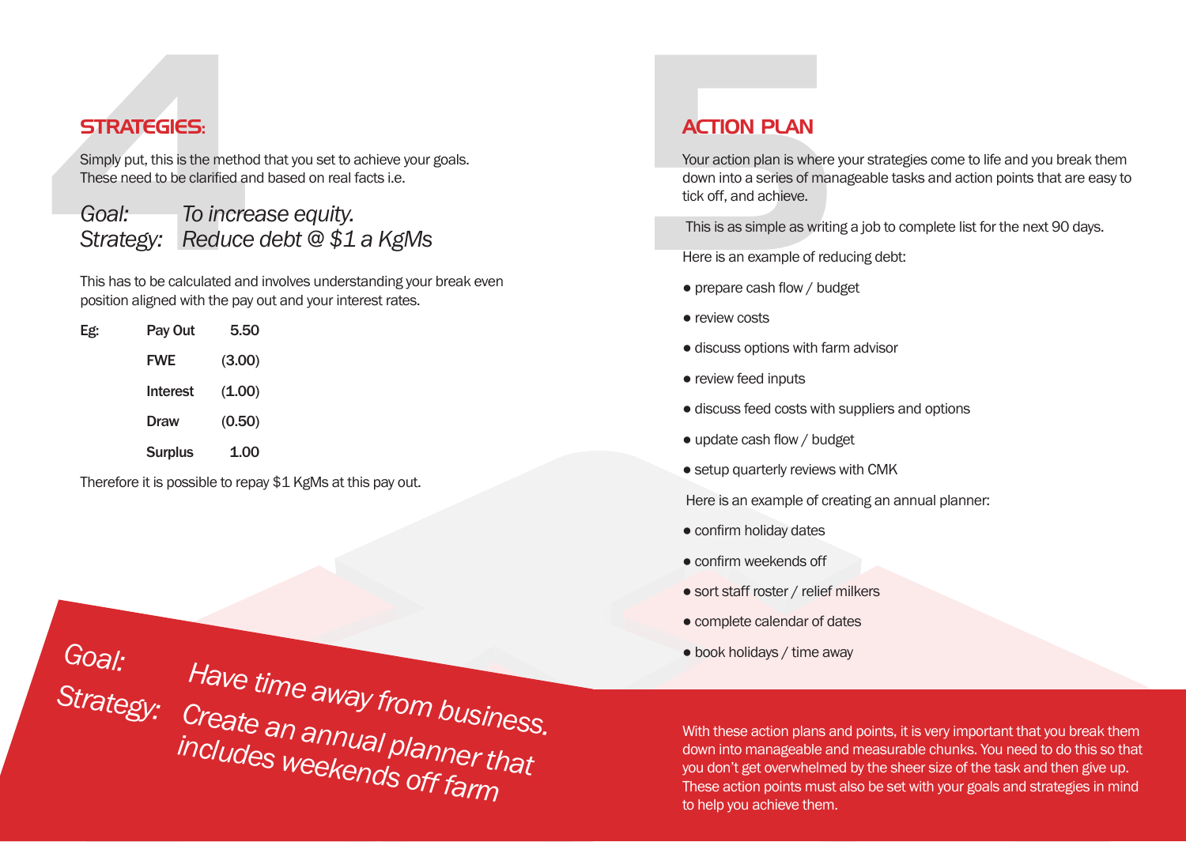## STRATEGIES:

Simply put, this is the method that you set to achieve your goals. These need to be clarified and based on real facts i.e.

*Goal: To increase equity.*
*Strategy: Reduce debt @ $1 a KgMs*

This has to be calculated and involves understanding your break even position aligned with the pay out and your interest rates.

| Eg: | | |
|---|---|---|
| | **Pay Out** | 5.50 |
| | **FWE** | (3.00) |
| | **Interest** | (1.00) |
| | **Draw** | (0.50) |
| | **Surplus** | 1.00 |

Therefore it is possible to repay $1 KgMs at this pay out.

*Goal: Have time away from business.*
*Strategy: Create an annual planner that includes weekends off farm*

## ACTION PLAN

Your action plan is where your strategies come to life and you break them down into a series of manageable tasks and action points that are easy to tick off, and achieve.

This is as simple as writing a job to complete list for the next 90 days.

Here is an example of reducing debt:

- prepare cash flow / budget
- review costs
- discuss options with farm advisor
- review feed inputs
- discuss feed costs with suppliers and options
- update cash flow / budget
- setup quarterly reviews with CMK

Here is an example of creating an annual planner:

- confirm holiday dates
- confirm weekends off
- sort staff roster / relief milkers
- complete calendar of dates
- book holidays / time away

With these action plans and points, it is very important that you break them down into manageable and measurable chunks. You need to do this so that you don't get overwhelmed by the sheer size of the task and then give up. These action points must also be set with your goals and strategies in mind to help you achieve them.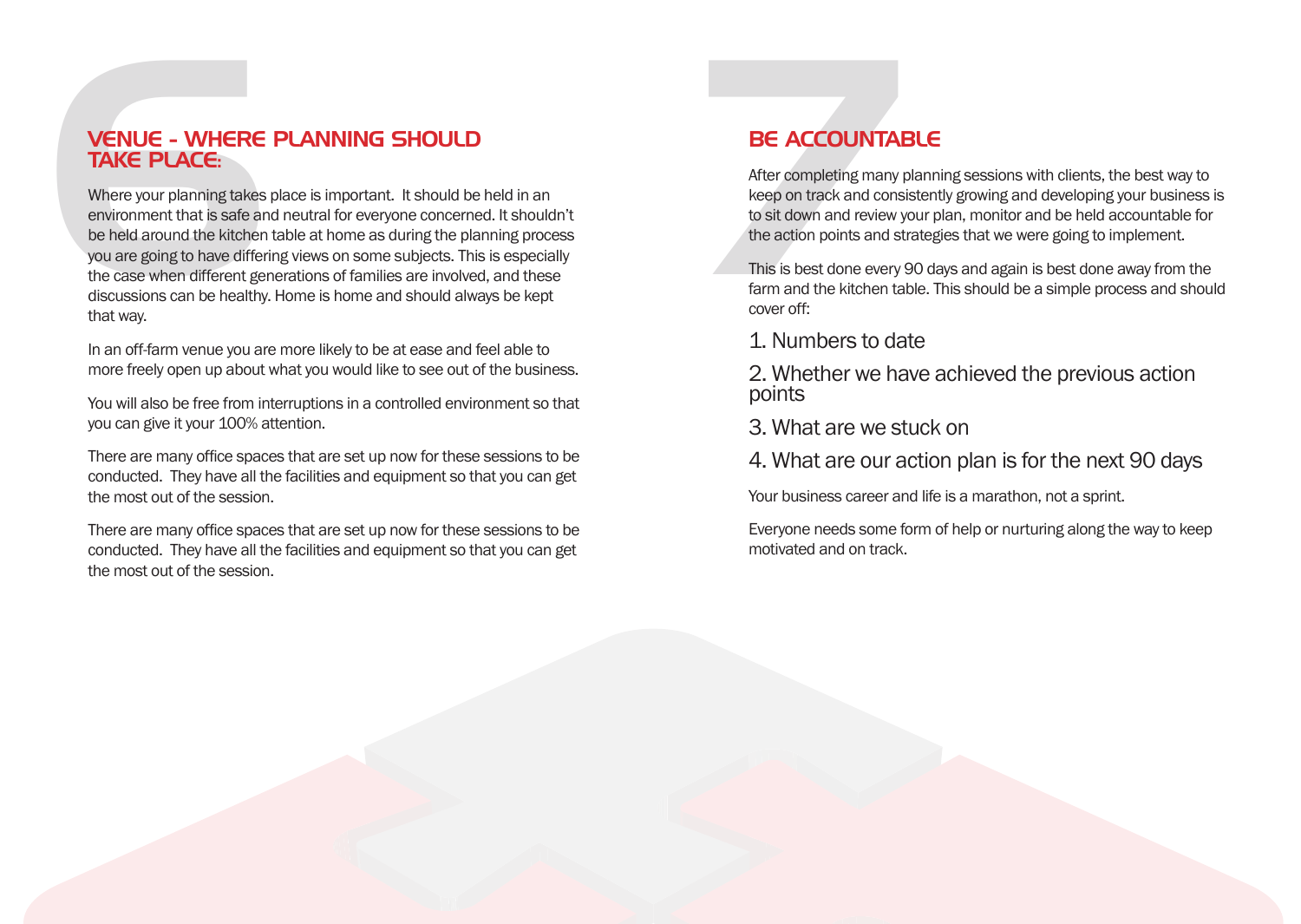## VENUE - WHERE PLANNING SHOULD TAKE PLACE:

Where your planning takes place is important. It should be held in an environment that is safe and neutral for everyone concerned. It shouldn't be held around the kitchen table at home as during the planning process you are going to have differing views on some subjects. This is especially the case when different generations of families are involved, and these discussions can be healthy. Home is home and should always be kept that way.

In an off-farm venue you are more likely to be at ease and feel able to more freely open up about what you would like to see out of the business.

You will also be free from interruptions in a controlled environment so that you can give it your 100% attention.

There are many office spaces that are set up now for these sessions to be conducted. They have all the facilities and equipment so that you can get the most out of the session.

There are many office spaces that are set up now for these sessions to be conducted. They have all the facilities and equipment so that you can get the most out of the session.

## BE ACCOUNTABLE

After completing many planning sessions with clients, the best way to keep on track and consistently growing and developing your business is to sit down and review your plan, monitor and be held accountable for the action points and strategies that we were going to implement.

This is best done every 90 days and again is best done away from the farm and the kitchen table. This should be a simple process and should cover off:

1. Numbers to date
2. Whether we have achieved the previous action points
3. What are we stuck on
4. What are our action plan is for the next 90 days

Your business career and life is a marathon, not a sprint.

Everyone needs some form of help or nurturing along the way to keep motivated and on track.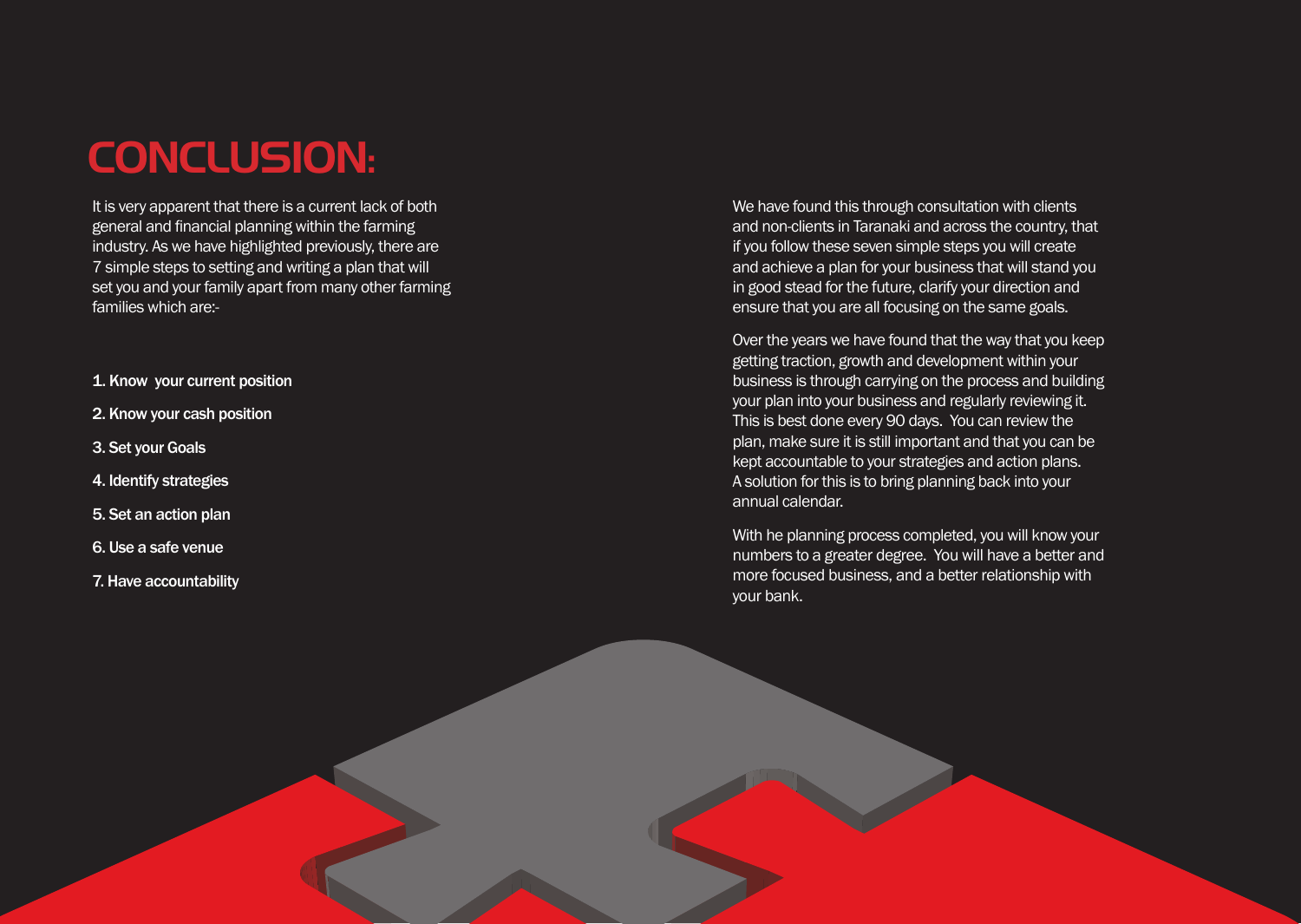# CONCLUSION:

It is very apparent that there is a current lack of both general and financial planning within the farming industry. As we have highlighted previously, there are 7 simple steps to setting and writing a plan that will set you and your family apart from many other farming families which are:-

1. **Know your current position**
2. **Know your cash position**
3. **Set your Goals**
4. **Identify strategies**
5. **Set an action plan**
6. **Use a safe venue**
7. **Have accountability**

We have found this through consultation with clients and non-clients in Taranaki and across the country, that if you follow these seven simple steps you will create and achieve a plan for your business that will stand you in good stead for the future, clarify your direction and ensure that you are all focusing on the same goals.

Over the years we have found that the way that you keep getting traction, growth and development within your business is through carrying on the process and building your plan into your business and regularly reviewing it. This is best done every 90 days. You can review the plan, make sure it is still important and that you can be kept accountable to your strategies and action plans. A solution for this is to bring planning back into your annual calendar.

With he planning process completed, you will know your numbers to a greater degree. You will have a better and more focused business, and a better relationship with your bank.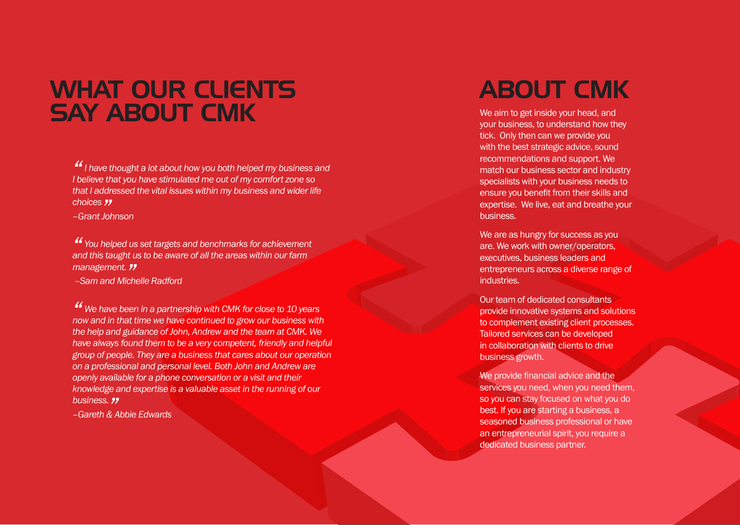# WHAT OUR CLIENTS SAY ABOUT CMK

*“ I have thought a lot about how you both helped my business and I believe that you have stimulated me out of my comfort zone so that I addressed the vital issues within my business and wider life choices ”*

*–Grant Johnson*

*“ You helped us set targets and benchmarks for achievement and this taught us to be aware of all the areas within our farm management. ”*

*–Sam and Michelle Radford*

*“ We have been in a partnership with CMK for close to 10 years now and in that time we have continued to grow our business with the help and guidance of John, Andrew and the team at CMK. We have always found them to be a very competent, friendly and helpful group of people. They are a business that cares about our operation on a professional and personal level. Both John and Andrew are openly available for a phone conversation or a visit and their knowledge and expertise is a valuable asset in the running of our business. ”*

*–Gareth & Abbie Edwards*

# ABOUT CMK

We aim to get inside your head, and your business, to understand how they tick. Only then can we provide you with the best strategic advice, sound recommendations and support. We match our business sector and industry specialists with your business needs to ensure you benefit from their skills and expertise. We live, eat and breathe your business.

We are as hungry for success as you are. We work with owner/operators, executives, business leaders and entrepreneurs across a diverse range of industries.

Our team of dedicated consultants provide innovative systems and solutions to complement existing client processes. Tailored services can be developed in collaboration with clients to drive business growth.

We provide financial advice and the services you need, when you need them, so you can stay focused on what you do best. If you are starting a business, a seasoned business professional or have an entrepreneurial spirit, you require a dedicated business partner.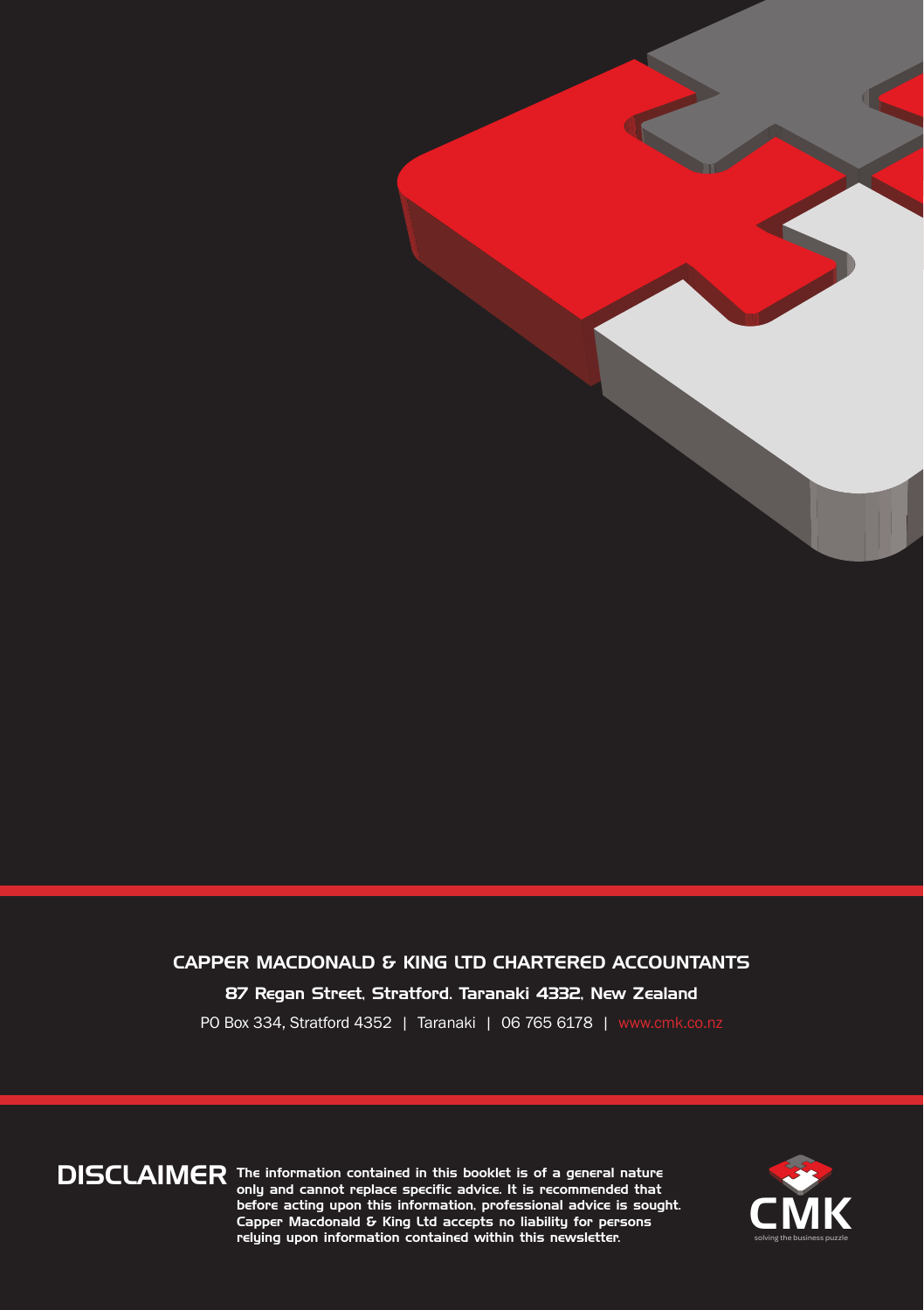**CAPPER MACDONALD & KING LTD CHARTERED ACCOUNTANTS**

**87 Regan Street, Stratford. Taranaki 4332, New Zealand**

PO Box 334, Stratford 4352 | Taranaki | 06 765 6178 | www.cmk.co.nz

## DISCLAIMER

**The information contained in this booklet is of a general nature only and cannot replace specific advice. It is recommended that before acting upon this information, professional advice is sought. Capper Macdonald & King Ltd accepts no liability for persons relying upon information contained within this newsletter.**

CMK

solving the business puzzle